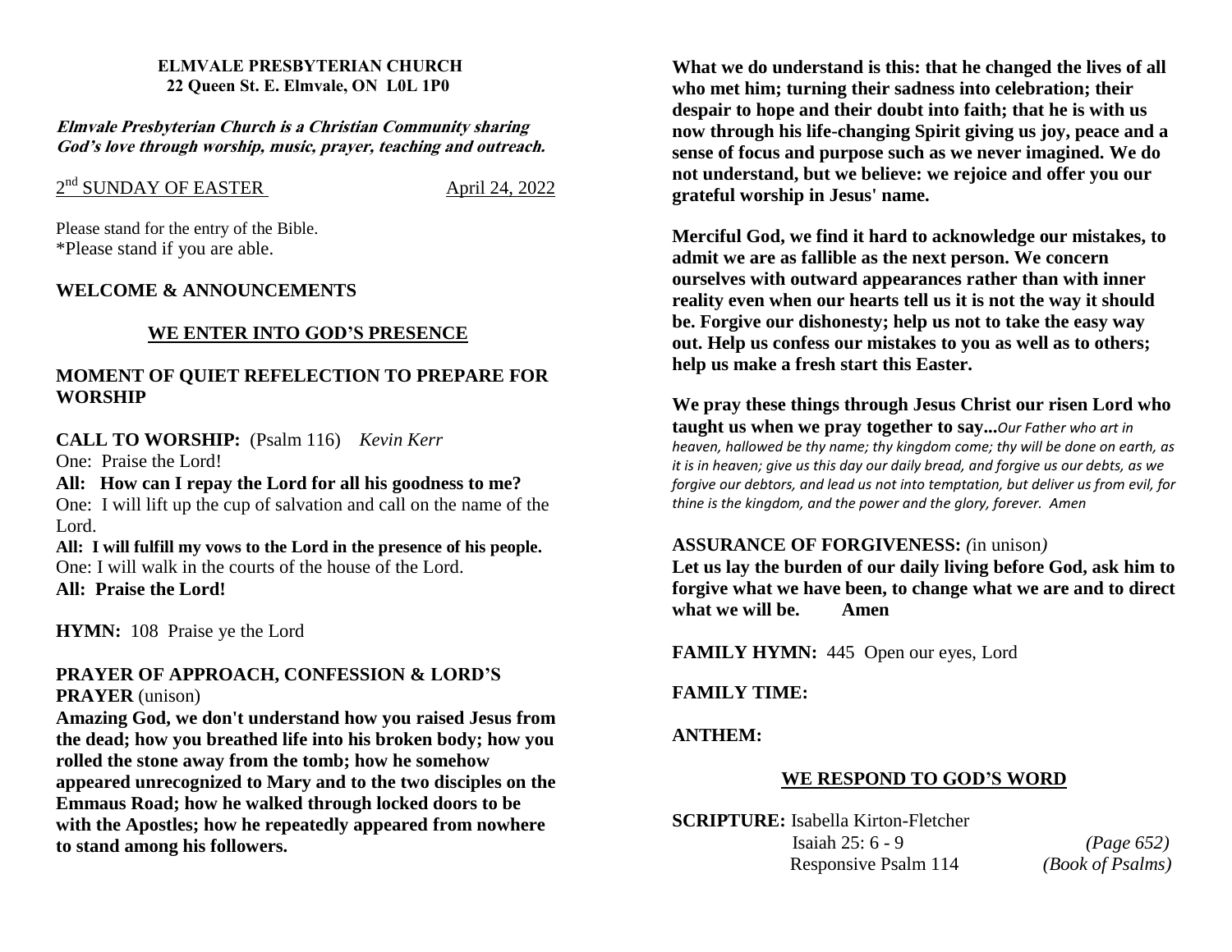**ELMVALE PRESBYTERIAN CHURCH**
**22 Queen St. E. Elmvale, ON L0L 1P0**

***Elmvale Presbyterian Church is a Christian Community sharing God's love through worship, music, prayer, teaching and outreach.***

2nd SUNDAY OF EASTER April 24, 2022

Please stand for the entry of the Bible.
*Please stand if you are able.

**WELCOME & ANNOUNCEMENTS**

## WE ENTER INTO GOD'S PRESENCE

**MOMENT OF QUIET REFELECTION TO PREPARE FOR WORSHIP**

**CALL TO WORSHIP:** (Psalm 116) *Kevin Kerr*

One: Praise the Lord!
**All: How can I repay the Lord for all his goodness to me?**
One: I will lift up the cup of salvation and call on the name of the Lord.
**All: I will fulfill my vows to the Lord in the presence of his people.**
One: I will walk in the courts of the house of the Lord.
**All: Praise the Lord!**

**HYMN:** 108 Praise ye the Lord

**PRAYER OF APPROACH, CONFESSION & LORD'S PRAYER** (unison)

**Amazing God, we don't understand how you raised Jesus from the dead; how you breathed life into his broken body; how you rolled the stone away from the tomb; how he somehow appeared unrecognized to Mary and to the two disciples on the Emmaus Road; how he walked through locked doors to be with the Apostles; how he repeatedly appeared from nowhere to stand among his followers.**

**What we do understand is this: that he changed the lives of all who met him; turning their sadness into celebration; their despair to hope and their doubt into faith; that he is with us now through his life-changing Spirit giving us joy, peace and a sense of focus and purpose such as we never imagined. We do not understand, but we believe: we rejoice and offer you our grateful worship in Jesus' name.**

**Merciful God, we find it hard to acknowledge our mistakes, to admit we are as fallible as the next person. We concern ourselves with outward appearances rather than with inner reality even when our hearts tell us it is not the way it should be. Forgive our dishonesty; help us not to take the easy way out. Help us confess our mistakes to you as well as to others; help us make a fresh start this Easter.**

**We pray these things through Jesus Christ our risen Lord who taught us when we pray together to say...***Our Father who art in heaven, hallowed be thy name; thy kingdom come; thy will be done on earth, as it is in heaven; give us this day our daily bread, and forgive us our debts, as we forgive our debtors, and lead us not into temptation, but deliver us from evil, for thine is the kingdom, and the power and the glory, forever. Amen*

**ASSURANCE OF FORGIVENESS:** *(*in unison*)*
**Let us lay the burden of our daily living before God, ask him to forgive what we have been, to change what we are and to direct what we will be. Amen**

**FAMILY HYMN:** 445 Open our eyes, Lord

**FAMILY TIME:**

**ANTHEM:**

## WE RESPOND TO GOD'S WORD

**SCRIPTURE:** Isabella Kirton-Fletcher
Isaiah 25: 6 - 9 *(Page 652)*
Responsive Psalm 114 *(Book of Psalms)*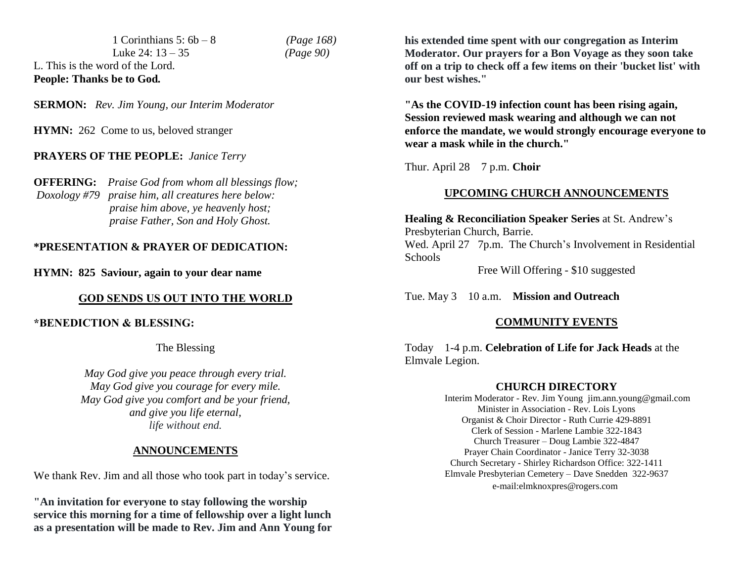1 Corinthians 5: 6b – 8 *(Page 168)*
Luke 24: 13 – 35 *(Page 90)*

L. This is the word of the Lord.
**People: Thanks be to God.**

**SERMON:** *Rev. Jim Young, our Interim Moderator*

**HYMN:** 262 Come to us, beloved stranger

**PRAYERS OF THE PEOPLE:** *Janice Terry*

**OFFERING:** *Praise God from whom all blessings flow;*
*Doxology #79 praise him, all creatures here below:*
*praise him above, ye heavenly host;*
*praise Father, Son and Holy Ghost.*

**\*PRESENTATION & PRAYER OF DEDICATION:**

**HYMN: 825 Saviour, again to your dear name**

## GOD SENDS US OUT INTO THE WORLD

**\*BENEDICTION & BLESSING:**

The Blessing

*May God give you peace through every trial.*
*May God give you courage for every mile.*
*May God give you comfort and be your friend,*
*and give you life eternal,*
*life without end.*

## ANNOUNCEMENTS

We thank Rev. Jim and all those who took part in today's service.

**"An invitation for everyone to stay following the worship service this morning for a time of fellowship over a light lunch as a presentation will be made to Rev. Jim and Ann Young for his extended time spent with our congregation as Interim Moderator. Our prayers for a Bon Voyage as they soon take off on a trip to check off a few items on their 'bucket list' with our best wishes."**

**"As the COVID-19 infection count has been rising again, Session reviewed mask wearing and although we can not enforce the mandate, we would strongly encourage everyone to wear a mask while in the church."**

Thur. April 28 7 p.m. **Choir**

## UPCOMING CHURCH ANNOUNCEMENTS

**Healing & Reconciliation Speaker Series** at St. Andrew's Presbyterian Church, Barrie.
Wed. April 27 7p.m. The Church's Involvement in Residential Schools
Free Will Offering - $10 suggested

Tue. May 3 10 a.m. **Mission and Outreach**

## COMMUNITY EVENTS

Today 1-4 p.m. **Celebration of Life for Jack Heads** at the Elmvale Legion.

## CHURCH DIRECTORY

Interim Moderator - Rev. Jim Young jim.ann.young@gmail.com
Minister in Association - Rev. Lois Lyons
Organist & Choir Director - Ruth Currie 429-8891
Clerk of Session - Marlene Lambie 322-1843
Church Treasurer – Doug Lambie 322-4847
Prayer Chain Coordinator - Janice Terry 32-3038
Church Secretary - Shirley Richardson Office: 322-1411
Elmvale Presbyterian Cemetery – Dave Snedden 322-9637
e-mail:elmknoxpres@rogers.com